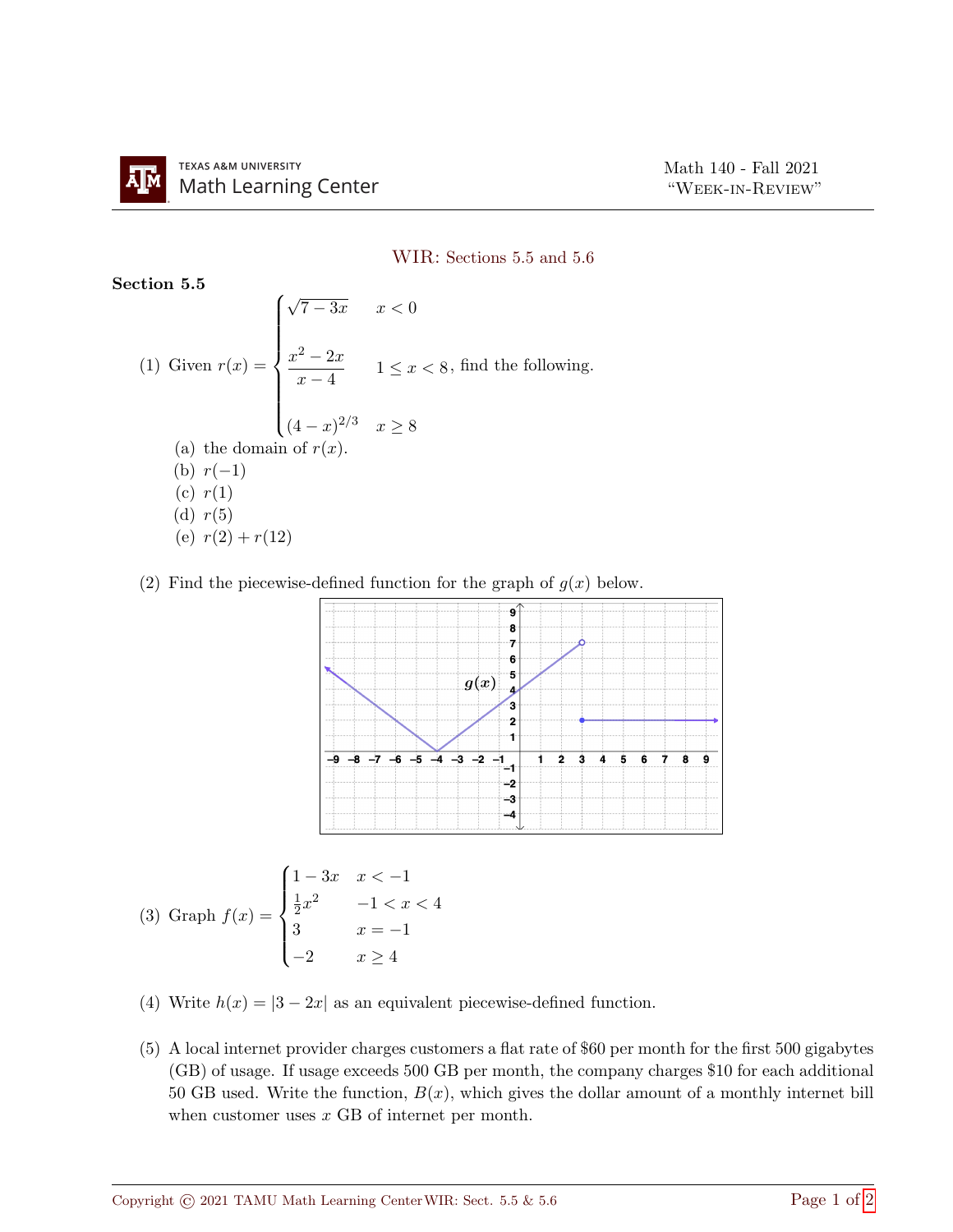# WIR: Sections 5.5 and 5.6

## Section 5.5

(1) Given $r(x) = \begin{cases} \sqrt{7-3x} & x < 0 \\ \dfrac{x^2 - 2x}{x-4} & 1 \le x < 8 \\ (4-x)^{2/3} & x \ge 8 \end{cases}$, find the following.

- (a) the domain of $r(x)$.
- (b) $r(-1)$
- (c) $r(1)$
- (d) $r(5)$
- (e) $r(2) + r(12)$

(2) Find the piecewise-defined function for the graph of $g(x)$ below.

(3) Graph $f(x) = \begin{cases} 1 - 3x & x < -1 \\ \frac{1}{2}x^2 & -1 < x < 4 \\ 3 & x = -1 \\ -2 & x \ge 4 \end{cases}$

(4) Write $h(x) = |3 - 2x|$ as an equivalent piecewise-defined function.

(5) A local internet provider charges customers a flat rate of \$60 per month for the first 500 gigabytes (GB) of usage. If usage exceeds 500 GB per month, the company charges \$10 for each additional 50 GB used. Write the function, $B(x)$, which gives the dollar amount of a monthly internet bill when customer uses $x$ GB of internet per month.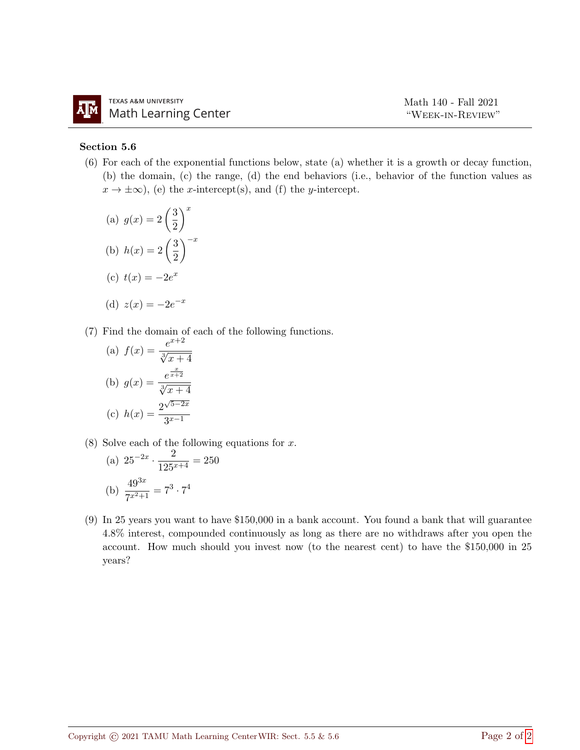**Section 5.6**

(6) For each of the exponential functions below, state (a) whether it is a growth or decay function, (b) the domain, (c) the range, (d) the end behaviors (i.e., behavior of the function values as $x \to \pm\infty$), (e) the $x$-intercept(s), and (f) the $y$-intercept.

(a) $g(x) = 2\left(\dfrac{3}{2}\right)^{x}$

(b) $h(x) = 2\left(\dfrac{3}{2}\right)^{-x}$

(c) $t(x) = -2e^{x}$

(d) $z(x) = -2e^{-x}$

(7) Find the domain of each of the following functions.

(a) $f(x) = \dfrac{e^{x+2}}{\sqrt[3]{x+4}}$

(b) $g(x) = \dfrac{e^{\frac{x}{x+2}}}{\sqrt[3]{x+4}}$

(c) $h(x) = \dfrac{2^{\sqrt{5-2x}}}{3^{x-1}}$

(8) Solve each of the following equations for $x$.

(a) $25^{-2x} \cdot \dfrac{2}{125^{x+4}} = 250$

(b) $\dfrac{49^{3x}}{7^{x^2+1}} = 7^3 \cdot 7^4$

(9) In 25 years you want to have \$150,000 in a bank account. You found a bank that will guarantee 4.8% interest, compounded continuously as long as there are no withdraws after you open the account. How much should you invest now (to the nearest cent) to have the \$150,000 in 25 years?